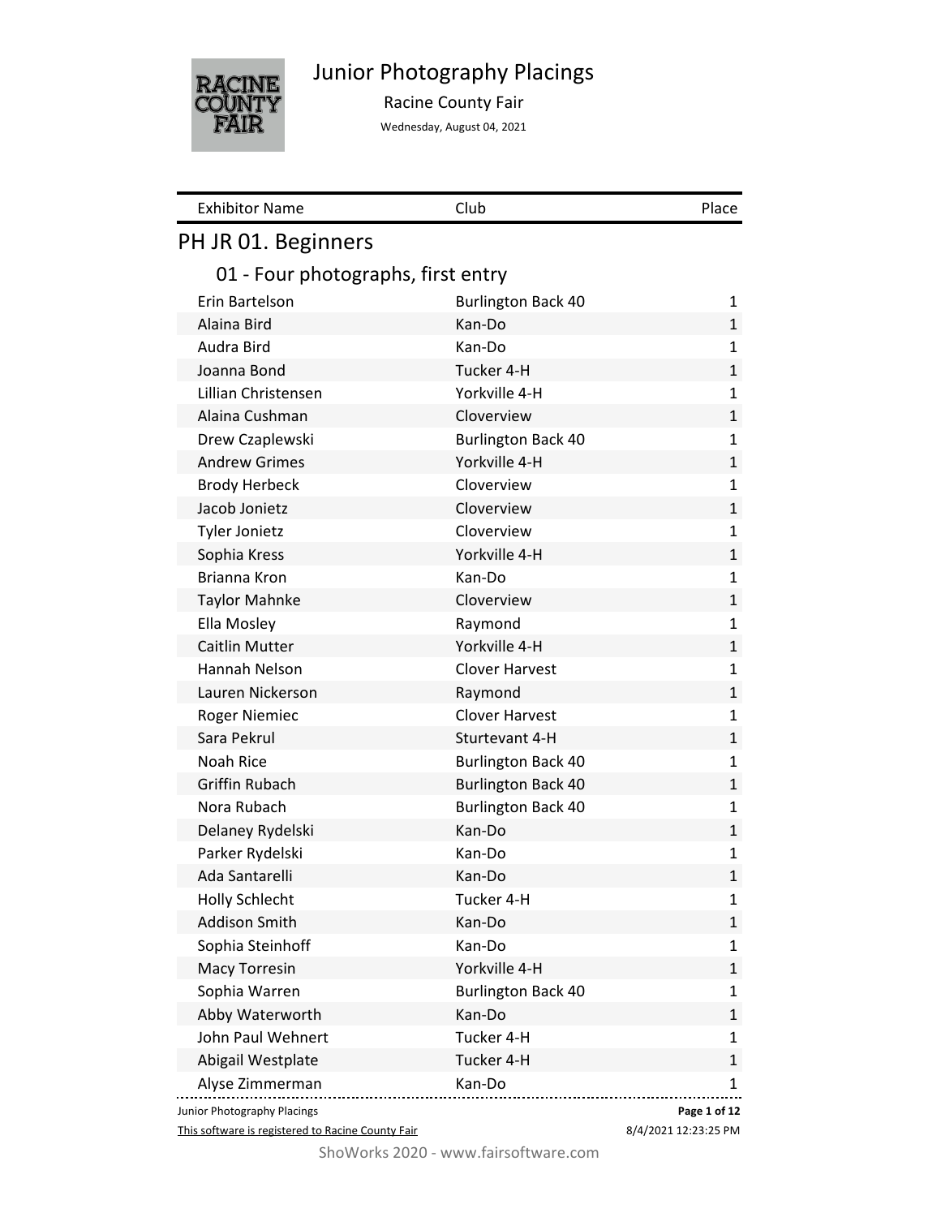# Junior Photography Placings

Racine County Fair

Wednesday, August 04, 2021

## PH JR 01. Beginners

### 01 - Four photographs, first entry

| Exhibitor Name | Club | Place |
|---|---|---|
| Erin Bartelson | Burlington Back 40 | 1 |
| Alaina Bird | Kan-Do | 1 |
| Audra Bird | Kan-Do | 1 |
| Joanna Bond | Tucker 4-H | 1 |
| Lillian Christensen | Yorkville 4-H | 1 |
| Alaina Cushman | Cloverview | 1 |
| Drew Czaplewski | Burlington Back 40 | 1 |
| Andrew Grimes | Yorkville 4-H | 1 |
| Brody Herbeck | Cloverview | 1 |
| Jacob Jonietz | Cloverview | 1 |
| Tyler Jonietz | Cloverview | 1 |
| Sophia Kress | Yorkville 4-H | 1 |
| Brianna Kron | Kan-Do | 1 |
| Taylor Mahnke | Cloverview | 1 |
| Ella Mosley | Raymond | 1 |
| Caitlin Mutter | Yorkville 4-H | 1 |
| Hannah Nelson | Clover Harvest | 1 |
| Lauren Nickerson | Raymond | 1 |
| Roger Niemiec | Clover Harvest | 1 |
| Sara Pekrul | Sturtevant 4-H | 1 |
| Noah Rice | Burlington Back 40 | 1 |
| Griffin Rubach | Burlington Back 40 | 1 |
| Nora Rubach | Burlington Back 40 | 1 |
| Delaney Rydelski | Kan-Do | 1 |
| Parker Rydelski | Kan-Do | 1 |
| Ada Santarelli | Kan-Do | 1 |
| Holly Schlecht | Tucker 4-H | 1 |
| Addison Smith | Kan-Do | 1 |
| Sophia Steinhoff | Kan-Do | 1 |
| Macy Torresin | Yorkville 4-H | 1 |
| Sophia Warren | Burlington Back 40 | 1 |
| Abby Waterworth | Kan-Do | 1 |
| John Paul Wehnert | Tucker 4-H | 1 |
| Abigail Westplate | Tucker 4-H | 1 |
| Alyse Zimmerman | Kan-Do | 1 |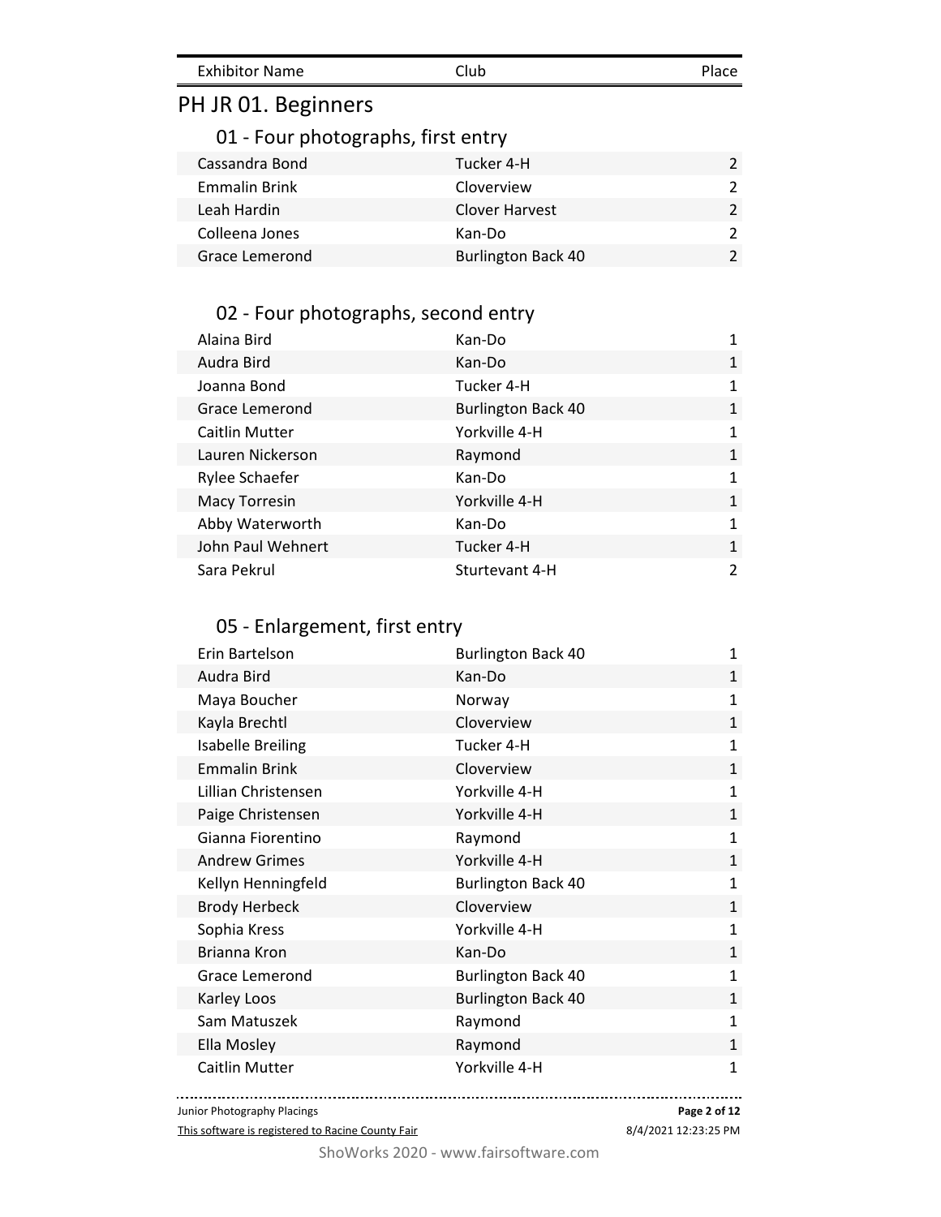| Exhibitor Name | Club | Place |
|---|---|---|

# PH JR 01. Beginners

## 01 - Four photographs, first entry

| | | |
|---|---|---|
| Cassandra Bond | Tucker 4-H | 2 |
| Emmalin Brink | Cloverview | 2 |
| Leah Hardin | Clover Harvest | 2 |
| Colleena Jones | Kan-Do | 2 |
| Grace Lemerond | Burlington Back 40 | 2 |

## 02 - Four photographs, second entry

| | | |
|---|---|---|
| Alaina Bird | Kan-Do | 1 |
| Audra Bird | Kan-Do | 1 |
| Joanna Bond | Tucker 4-H | 1 |
| Grace Lemerond | Burlington Back 40 | 1 |
| Caitlin Mutter | Yorkville 4-H | 1 |
| Lauren Nickerson | Raymond | 1 |
| Rylee Schaefer | Kan-Do | 1 |
| Macy Torresin | Yorkville 4-H | 1 |
| Abby Waterworth | Kan-Do | 1 |
| John Paul Wehnert | Tucker 4-H | 1 |
| Sara Pekrul | Sturtevant 4-H | 2 |

## 05 - Enlargement, first entry

| | | |
|---|---|---|
| Erin Bartelson | Burlington Back 40 | 1 |
| Audra Bird | Kan-Do | 1 |
| Maya Boucher | Norway | 1 |
| Kayla Brechtl | Cloverview | 1 |
| Isabelle Breiling | Tucker 4-H | 1 |
| Emmalin Brink | Cloverview | 1 |
| Lillian Christensen | Yorkville 4-H | 1 |
| Paige Christensen | Yorkville 4-H | 1 |
| Gianna Fiorentino | Raymond | 1 |
| Andrew Grimes | Yorkville 4-H | 1 |
| Kellyn Henningfeld | Burlington Back 40 | 1 |
| Brody Herbeck | Cloverview | 1 |
| Sophia Kress | Yorkville 4-H | 1 |
| Brianna Kron | Kan-Do | 1 |
| Grace Lemerond | Burlington Back 40 | 1 |
| Karley Loos | Burlington Back 40 | 1 |
| Sam Matuszek | Raymond | 1 |
| Ella Mosley | Raymond | 1 |
| Caitlin Mutter | Yorkville 4-H | 1 |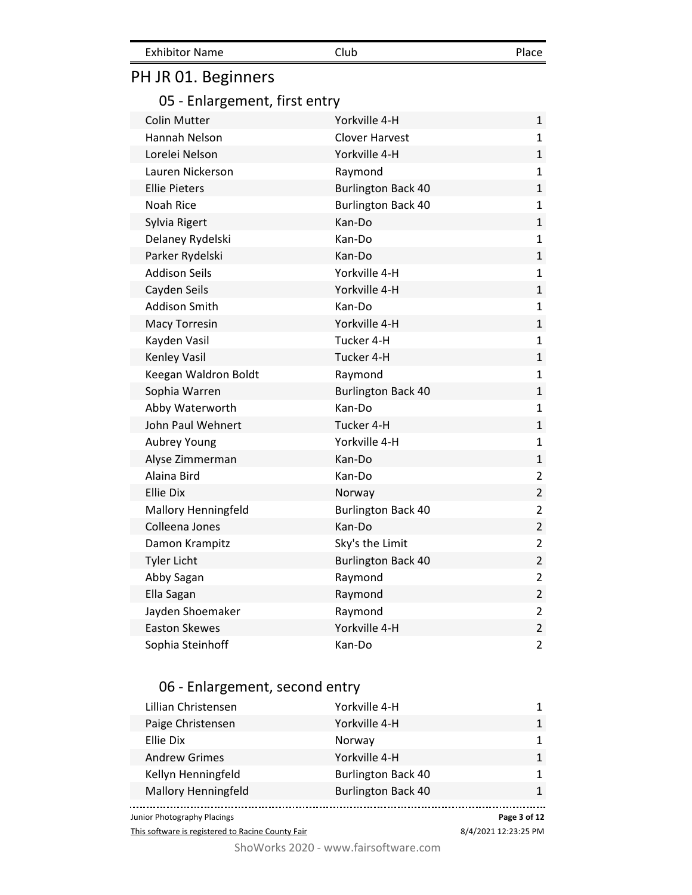| Exhibitor Name | Club | Place |
|---|---|---|

# PH JR 01. Beginners

## 05 - Enlargement, first entry

| Exhibitor Name | Club | Place |
|---|---|---|
| Colin Mutter | Yorkville 4-H | 1 |
| Hannah Nelson | Clover Harvest | 1 |
| Lorelei Nelson | Yorkville 4-H | 1 |
| Lauren Nickerson | Raymond | 1 |
| Ellie Pieters | Burlington Back 40 | 1 |
| Noah Rice | Burlington Back 40 | 1 |
| Sylvia Rigert | Kan-Do | 1 |
| Delaney Rydelski | Kan-Do | 1 |
| Parker Rydelski | Kan-Do | 1 |
| Addison Seils | Yorkville 4-H | 1 |
| Cayden Seils | Yorkville 4-H | 1 |
| Addison Smith | Kan-Do | 1 |
| Macy Torresin | Yorkville 4-H | 1 |
| Kayden Vasil | Tucker 4-H | 1 |
| Kenley Vasil | Tucker 4-H | 1 |
| Keegan Waldron Boldt | Raymond | 1 |
| Sophia Warren | Burlington Back 40 | 1 |
| Abby Waterworth | Kan-Do | 1 |
| John Paul Wehnert | Tucker 4-H | 1 |
| Aubrey Young | Yorkville 4-H | 1 |
| Alyse Zimmerman | Kan-Do | 1 |
| Alaina Bird | Kan-Do | 2 |
| Ellie Dix | Norway | 2 |
| Mallory Henningfeld | Burlington Back 40 | 2 |
| Colleena Jones | Kan-Do | 2 |
| Damon Krampitz | Sky's the Limit | 2 |
| Tyler Licht | Burlington Back 40 | 2 |
| Abby Sagan | Raymond | 2 |
| Ella Sagan | Raymond | 2 |
| Jayden Shoemaker | Raymond | 2 |
| Easton Skewes | Yorkville 4-H | 2 |
| Sophia Steinhoff | Kan-Do | 2 |

## 06 - Enlargement, second entry

| Exhibitor Name | Club | Place |
|---|---|---|
| Lillian Christensen | Yorkville 4-H | 1 |
| Paige Christensen | Yorkville 4-H | 1 |
| Ellie Dix | Norway | 1 |
| Andrew Grimes | Yorkville 4-H | 1 |
| Kellyn Henningfeld | Burlington Back 40 | 1 |
| Mallory Henningfeld | Burlington Back 40 | 1 |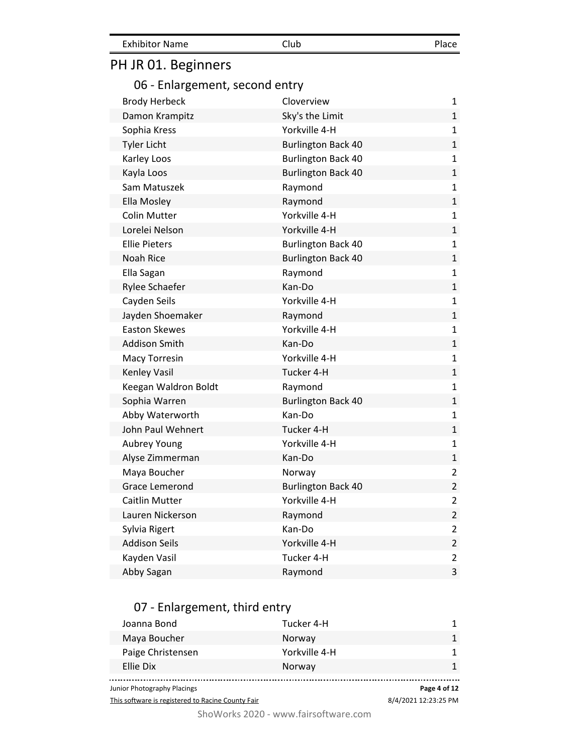| Exhibitor Name | Club | Place |
|---|---|---|

# PH JR 01. Beginners

## 06 - Enlargement, second entry

| Exhibitor Name | Club | Place |
|---|---|---|
| Brody Herbeck | Cloverview | 1 |
| Damon Krampitz | Sky's the Limit | 1 |
| Sophia Kress | Yorkville 4-H | 1 |
| Tyler Licht | Burlington Back 40 | 1 |
| Karley Loos | Burlington Back 40 | 1 |
| Kayla Loos | Burlington Back 40 | 1 |
| Sam Matuszek | Raymond | 1 |
| Ella Mosley | Raymond | 1 |
| Colin Mutter | Yorkville 4-H | 1 |
| Lorelei Nelson | Yorkville 4-H | 1 |
| Ellie Pieters | Burlington Back 40 | 1 |
| Noah Rice | Burlington Back 40 | 1 |
| Ella Sagan | Raymond | 1 |
| Rylee Schaefer | Kan-Do | 1 |
| Cayden Seils | Yorkville 4-H | 1 |
| Jayden Shoemaker | Raymond | 1 |
| Easton Skewes | Yorkville 4-H | 1 |
| Addison Smith | Kan-Do | 1 |
| Macy Torresin | Yorkville 4-H | 1 |
| Kenley Vasil | Tucker 4-H | 1 |
| Keegan Waldron Boldt | Raymond | 1 |
| Sophia Warren | Burlington Back 40 | 1 |
| Abby Waterworth | Kan-Do | 1 |
| John Paul Wehnert | Tucker 4-H | 1 |
| Aubrey Young | Yorkville 4-H | 1 |
| Alyse Zimmerman | Kan-Do | 1 |
| Maya Boucher | Norway | 2 |
| Grace Lemerond | Burlington Back 40 | 2 |
| Caitlin Mutter | Yorkville 4-H | 2 |
| Lauren Nickerson | Raymond | 2 |
| Sylvia Rigert | Kan-Do | 2 |
| Addison Seils | Yorkville 4-H | 2 |
| Kayden Vasil | Tucker 4-H | 2 |
| Abby Sagan | Raymond | 3 |

## 07 - Enlargement, third entry

| Exhibitor Name | Club | Place |
|---|---|---|
| Joanna Bond | Tucker 4-H | 1 |
| Maya Boucher | Norway | 1 |
| Paige Christensen | Yorkville 4-H | 1 |
| Ellie Dix | Norway | 1 |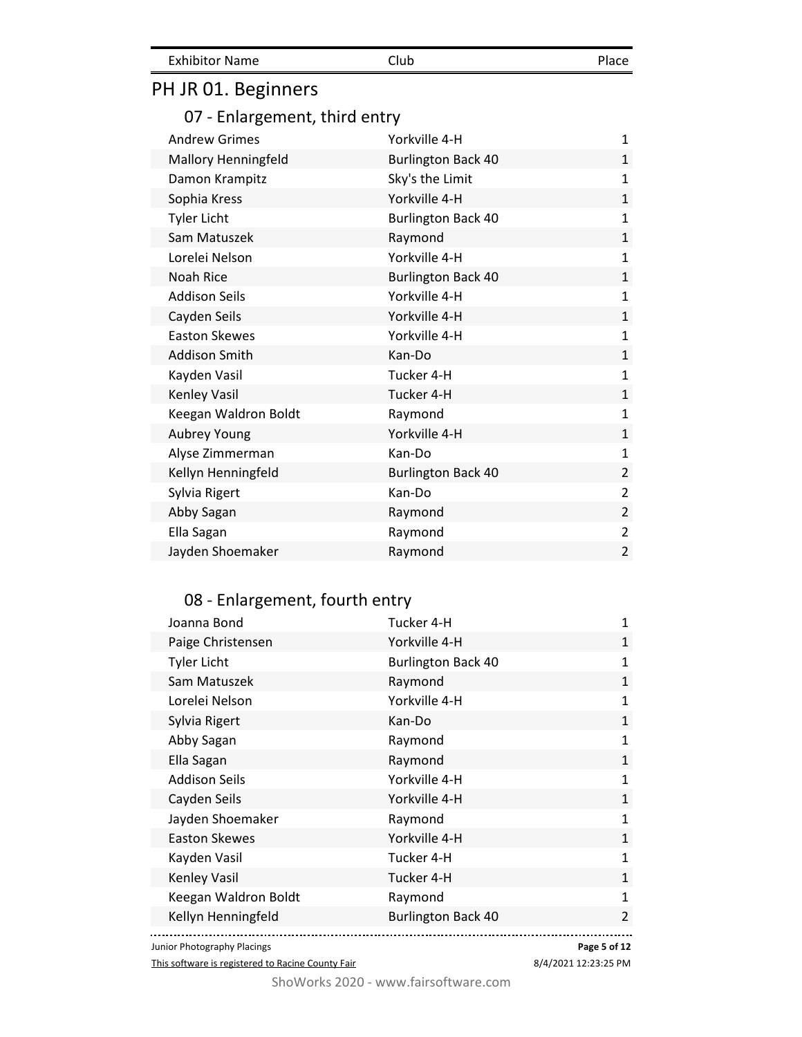| Exhibitor Name | Club | Place |
|---|---|---|

# PH JR 01. Beginners

## 07 - Enlargement, third entry

| Exhibitor Name | Club | Place |
|---|---|---|
| Andrew Grimes | Yorkville 4-H | 1 |
| Mallory Henningfeld | Burlington Back 40 | 1 |
| Damon Krampitz | Sky's the Limit | 1 |
| Sophia Kress | Yorkville 4-H | 1 |
| Tyler Licht | Burlington Back 40 | 1 |
| Sam Matuszek | Raymond | 1 |
| Lorelei Nelson | Yorkville 4-H | 1 |
| Noah Rice | Burlington Back 40 | 1 |
| Addison Seils | Yorkville 4-H | 1 |
| Cayden Seils | Yorkville 4-H | 1 |
| Easton Skewes | Yorkville 4-H | 1 |
| Addison Smith | Kan-Do | 1 |
| Kayden Vasil | Tucker 4-H | 1 |
| Kenley Vasil | Tucker 4-H | 1 |
| Keegan Waldron Boldt | Raymond | 1 |
| Aubrey Young | Yorkville 4-H | 1 |
| Alyse Zimmerman | Kan-Do | 1 |
| Kellyn Henningfeld | Burlington Back 40 | 2 |
| Sylvia Rigert | Kan-Do | 2 |
| Abby Sagan | Raymond | 2 |
| Ella Sagan | Raymond | 2 |
| Jayden Shoemaker | Raymond | 2 |

## 08 - Enlargement, fourth entry

| Exhibitor Name | Club | Place |
|---|---|---|
| Joanna Bond | Tucker 4-H | 1 |
| Paige Christensen | Yorkville 4-H | 1 |
| Tyler Licht | Burlington Back 40 | 1 |
| Sam Matuszek | Raymond | 1 |
| Lorelei Nelson | Yorkville 4-H | 1 |
| Sylvia Rigert | Kan-Do | 1 |
| Abby Sagan | Raymond | 1 |
| Ella Sagan | Raymond | 1 |
| Addison Seils | Yorkville 4-H | 1 |
| Cayden Seils | Yorkville 4-H | 1 |
| Jayden Shoemaker | Raymond | 1 |
| Easton Skewes | Yorkville 4-H | 1 |
| Kayden Vasil | Tucker 4-H | 1 |
| Kenley Vasil | Tucker 4-H | 1 |
| Keegan Waldron Boldt | Raymond | 1 |
| Kellyn Henningfeld | Burlington Back 40 | 2 |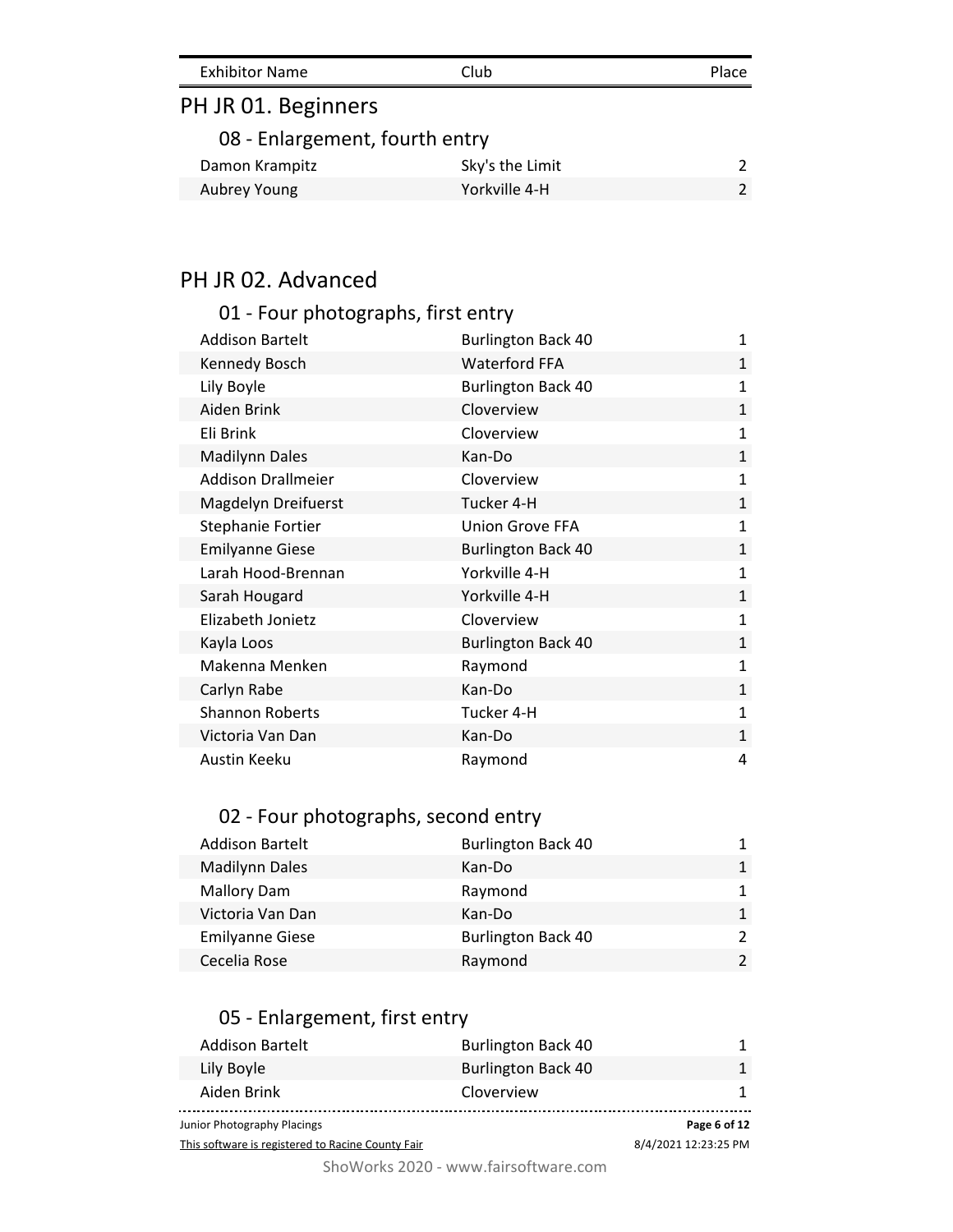| Exhibitor Name | Club | Place |
|---|---|---|

## PH JR 01. Beginners

### 08 - Enlargement, fourth entry

| | | |
|---|---|---|
| Damon Krampitz | Sky's the Limit | 2 |
| Aubrey Young | Yorkville 4-H | 2 |

## PH JR 02. Advanced

### 01 - Four photographs, first entry

| | | |
|---|---|---|
| Addison Bartelt | Burlington Back 40 | 1 |
| Kennedy Bosch | Waterford FFA | 1 |
| Lily Boyle | Burlington Back 40 | 1 |
| Aiden Brink | Cloverview | 1 |
| Eli Brink | Cloverview | 1 |
| Madilynn Dales | Kan-Do | 1 |
| Addison Drallmeier | Cloverview | 1 |
| Magdelyn Dreifuerst | Tucker 4-H | 1 |
| Stephanie Fortier | Union Grove FFA | 1 |
| Emilyanne Giese | Burlington Back 40 | 1 |
| Larah Hood-Brennan | Yorkville 4-H | 1 |
| Sarah Hougard | Yorkville 4-H | 1 |
| Elizabeth Jonietz | Cloverview | 1 |
| Kayla Loos | Burlington Back 40 | 1 |
| Makenna Menken | Raymond | 1 |
| Carlyn Rabe | Kan-Do | 1 |
| Shannon Roberts | Tucker 4-H | 1 |
| Victoria Van Dan | Kan-Do | 1 |
| Austin Keeku | Raymond | 4 |

### 02 - Four photographs, second entry

| | | |
|---|---|---|
| Addison Bartelt | Burlington Back 40 | 1 |
| Madilynn Dales | Kan-Do | 1 |
| Mallory Dam | Raymond | 1 |
| Victoria Van Dan | Kan-Do | 1 |
| Emilyanne Giese | Burlington Back 40 | 2 |
| Cecelia Rose | Raymond | 2 |

### 05 - Enlargement, first entry

| | | |
|---|---|---|
| Addison Bartelt | Burlington Back 40 | 1 |
| Lily Boyle | Burlington Back 40 | 1 |
| Aiden Brink | Cloverview | 1 |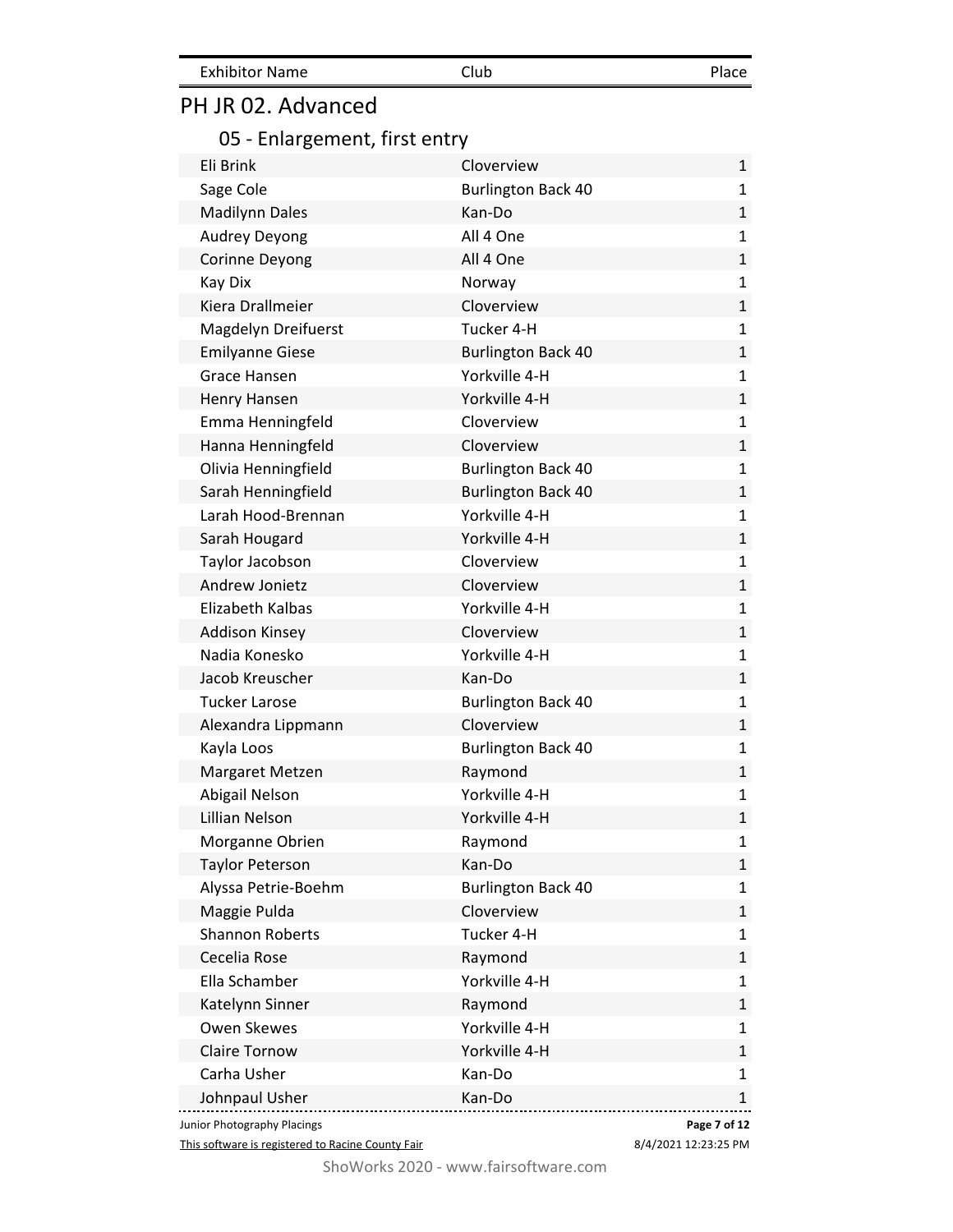| Exhibitor Name | Club | Place |
|---|---|---|

# PH JR 02. Advanced

## 05 - Enlargement, first entry

| Exhibitor Name | Club | Place |
|---|---|---|
| Eli Brink | Cloverview | 1 |
| Sage Cole | Burlington Back 40 | 1 |
| Madilynn Dales | Kan-Do | 1 |
| Audrey Deyong | All 4 One | 1 |
| Corinne Deyong | All 4 One | 1 |
| Kay Dix | Norway | 1 |
| Kiera Drallmeier | Cloverview | 1 |
| Magdelyn Dreifuerst | Tucker 4-H | 1 |
| Emilyanne Giese | Burlington Back 40 | 1 |
| Grace Hansen | Yorkville 4-H | 1 |
| Henry Hansen | Yorkville 4-H | 1 |
| Emma Henningfeld | Cloverview | 1 |
| Hanna Henningfeld | Cloverview | 1 |
| Olivia Henningfield | Burlington Back 40 | 1 |
| Sarah Henningfield | Burlington Back 40 | 1 |
| Larah Hood-Brennan | Yorkville 4-H | 1 |
| Sarah Hougard | Yorkville 4-H | 1 |
| Taylor Jacobson | Cloverview | 1 |
| Andrew Jonietz | Cloverview | 1 |
| Elizabeth Kalbas | Yorkville 4-H | 1 |
| Addison Kinsey | Cloverview | 1 |
| Nadia Konesko | Yorkville 4-H | 1 |
| Jacob Kreuscher | Kan-Do | 1 |
| Tucker Larose | Burlington Back 40 | 1 |
| Alexandra Lippmann | Cloverview | 1 |
| Kayla Loos | Burlington Back 40 | 1 |
| Margaret Metzen | Raymond | 1 |
| Abigail Nelson | Yorkville 4-H | 1 |
| Lillian Nelson | Yorkville 4-H | 1 |
| Morganne Obrien | Raymond | 1 |
| Taylor Peterson | Kan-Do | 1 |
| Alyssa Petrie-Boehm | Burlington Back 40 | 1 |
| Maggie Pulda | Cloverview | 1 |
| Shannon Roberts | Tucker 4-H | 1 |
| Cecelia Rose | Raymond | 1 |
| Ella Schamber | Yorkville 4-H | 1 |
| Katelynn Sinner | Raymond | 1 |
| Owen Skewes | Yorkville 4-H | 1 |
| Claire Tornow | Yorkville 4-H | 1 |
| Carha Usher | Kan-Do | 1 |
| Johnpaul Usher | Kan-Do | 1 |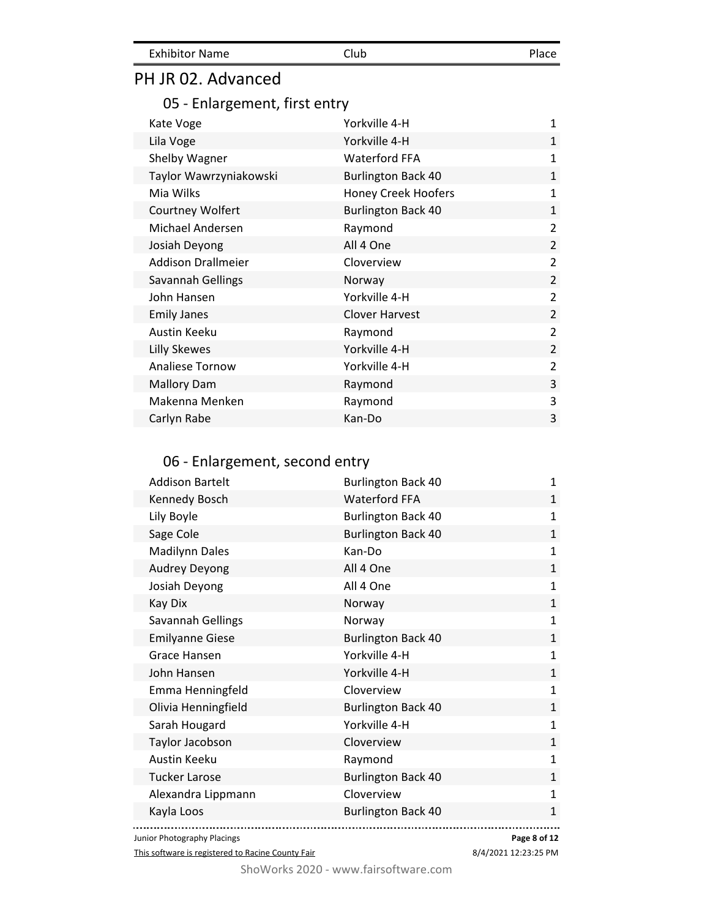| Exhibitor Name | Club | Place |
|---|---|---|

## PH JR 02. Advanced

### 05 - Enlargement, first entry

| Exhibitor Name | Club | Place |
|---|---|---|
| Kate Voge | Yorkville 4-H | 1 |
| Lila Voge | Yorkville 4-H | 1 |
| Shelby Wagner | Waterford FFA | 1 |
| Taylor Wawrzyniakowski | Burlington Back 40 | 1 |
| Mia Wilks | Honey Creek Hoofers | 1 |
| Courtney Wolfert | Burlington Back 40 | 1 |
| Michael Andersen | Raymond | 2 |
| Josiah Deyong | All 4 One | 2 |
| Addison Drallmeier | Cloverview | 2 |
| Savannah Gellings | Norway | 2 |
| John Hansen | Yorkville 4-H | 2 |
| Emily Janes | Clover Harvest | 2 |
| Austin Keeku | Raymond | 2 |
| Lilly Skewes | Yorkville 4-H | 2 |
| Analiese Tornow | Yorkville 4-H | 2 |
| Mallory Dam | Raymond | 3 |
| Makenna Menken | Raymond | 3 |
| Carlyn Rabe | Kan-Do | 3 |

### 06 - Enlargement, second entry

| Exhibitor Name | Club | Place |
|---|---|---|
| Addison Bartelt | Burlington Back 40 | 1 |
| Kennedy Bosch | Waterford FFA | 1 |
| Lily Boyle | Burlington Back 40 | 1 |
| Sage Cole | Burlington Back 40 | 1 |
| Madilynn Dales | Kan-Do | 1 |
| Audrey Deyong | All 4 One | 1 |
| Josiah Deyong | All 4 One | 1 |
| Kay Dix | Norway | 1 |
| Savannah Gellings | Norway | 1 |
| Emilyanne Giese | Burlington Back 40 | 1 |
| Grace Hansen | Yorkville 4-H | 1 |
| John Hansen | Yorkville 4-H | 1 |
| Emma Henningfeld | Cloverview | 1 |
| Olivia Henningfield | Burlington Back 40 | 1 |
| Sarah Hougard | Yorkville 4-H | 1 |
| Taylor Jacobson | Cloverview | 1 |
| Austin Keeku | Raymond | 1 |
| Tucker Larose | Burlington Back 40 | 1 |
| Alexandra Lippmann | Cloverview | 1 |
| Kayla Loos | Burlington Back 40 | 1 |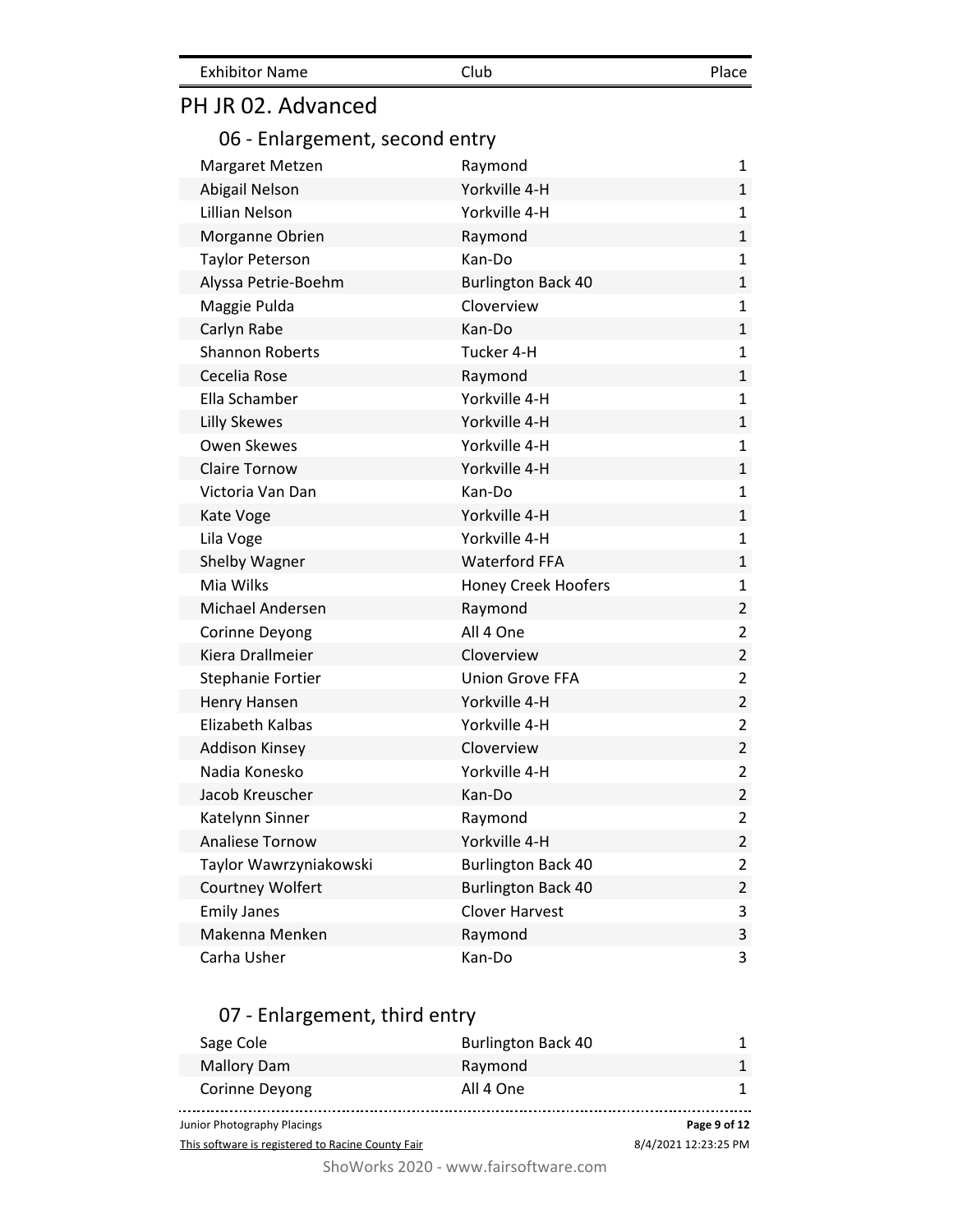| Exhibitor Name | Club | Place |
| --- | --- | --- |

# PH JR 02. Advanced

## 06 - Enlargement, second entry

| | | |
| --- | --- | --- |
| Margaret Metzen | Raymond | 1 |
| Abigail Nelson | Yorkville 4-H | 1 |
| Lillian Nelson | Yorkville 4-H | 1 |
| Morganne Obrien | Raymond | 1 |
| Taylor Peterson | Kan-Do | 1 |
| Alyssa Petrie-Boehm | Burlington Back 40 | 1 |
| Maggie Pulda | Cloverview | 1 |
| Carlyn Rabe | Kan-Do | 1 |
| Shannon Roberts | Tucker 4-H | 1 |
| Cecelia Rose | Raymond | 1 |
| Ella Schamber | Yorkville 4-H | 1 |
| Lilly Skewes | Yorkville 4-H | 1 |
| Owen Skewes | Yorkville 4-H | 1 |
| Claire Tornow | Yorkville 4-H | 1 |
| Victoria Van Dan | Kan-Do | 1 |
| Kate Voge | Yorkville 4-H | 1 |
| Lila Voge | Yorkville 4-H | 1 |
| Shelby Wagner | Waterford FFA | 1 |
| Mia Wilks | Honey Creek Hoofers | 1 |
| Michael Andersen | Raymond | 2 |
| Corinne Deyong | All 4 One | 2 |
| Kiera Drallmeier | Cloverview | 2 |
| Stephanie Fortier | Union Grove FFA | 2 |
| Henry Hansen | Yorkville 4-H | 2 |
| Elizabeth Kalbas | Yorkville 4-H | 2 |
| Addison Kinsey | Cloverview | 2 |
| Nadia Konesko | Yorkville 4-H | 2 |
| Jacob Kreuscher | Kan-Do | 2 |
| Katelynn Sinner | Raymond | 2 |
| Analiese Tornow | Yorkville 4-H | 2 |
| Taylor Wawrzyniakowski | Burlington Back 40 | 2 |
| Courtney Wolfert | Burlington Back 40 | 2 |
| Emily Janes | Clover Harvest | 3 |
| Makenna Menken | Raymond | 3 |
| Carha Usher | Kan-Do | 3 |

## 07 - Enlargement, third entry

| | | |
| --- | --- | --- |
| Sage Cole | Burlington Back 40 | 1 |
| Mallory Dam | Raymond | 1 |
| Corinne Deyong | All 4 One | 1 |

Junior Photography Placings

This software is registered to Racine County Fair

8/4/2021 12:23:25 PM

ShoWorks 2020 - www.fairsoftware.com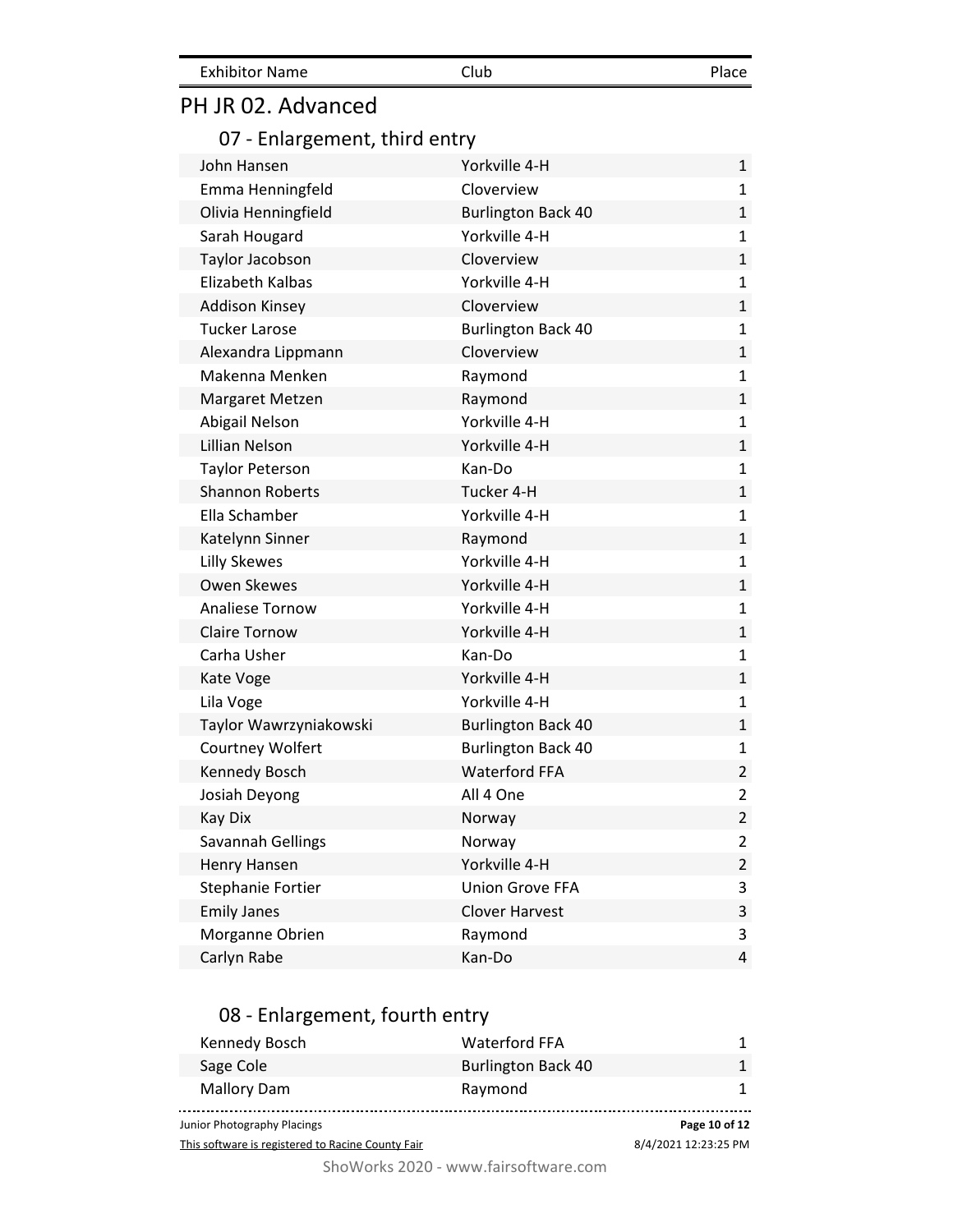| Exhibitor Name | Club | Place |
|---|---|---|

# PH JR 02. Advanced

## 07 - Enlargement, third entry

| | | |
|---|---|---|
| John Hansen | Yorkville 4-H | 1 |
| Emma Henningfeld | Cloverview | 1 |
| Olivia Henningfield | Burlington Back 40 | 1 |
| Sarah Hougard | Yorkville 4-H | 1 |
| Taylor Jacobson | Cloverview | 1 |
| Elizabeth Kalbas | Yorkville 4-H | 1 |
| Addison Kinsey | Cloverview | 1 |
| Tucker Larose | Burlington Back 40 | 1 |
| Alexandra Lippmann | Cloverview | 1 |
| Makenna Menken | Raymond | 1 |
| Margaret Metzen | Raymond | 1 |
| Abigail Nelson | Yorkville 4-H | 1 |
| Lillian Nelson | Yorkville 4-H | 1 |
| Taylor Peterson | Kan-Do | 1 |
| Shannon Roberts | Tucker 4-H | 1 |
| Ella Schamber | Yorkville 4-H | 1 |
| Katelynn Sinner | Raymond | 1 |
| Lilly Skewes | Yorkville 4-H | 1 |
| Owen Skewes | Yorkville 4-H | 1 |
| Analiese Tornow | Yorkville 4-H | 1 |
| Claire Tornow | Yorkville 4-H | 1 |
| Carha Usher | Kan-Do | 1 |
| Kate Voge | Yorkville 4-H | 1 |
| Lila Voge | Yorkville 4-H | 1 |
| Taylor Wawrzyniakowski | Burlington Back 40 | 1 |
| Courtney Wolfert | Burlington Back 40 | 1 |
| Kennedy Bosch | Waterford FFA | 2 |
| Josiah Deyong | All 4 One | 2 |
| Kay Dix | Norway | 2 |
| Savannah Gellings | Norway | 2 |
| Henry Hansen | Yorkville 4-H | 2 |
| Stephanie Fortier | Union Grove FFA | 3 |
| Emily Janes | Clover Harvest | 3 |
| Morganne Obrien | Raymond | 3 |
| Carlyn Rabe | Kan-Do | 4 |

## 08 - Enlargement, fourth entry

| | | |
|---|---|---|
| Kennedy Bosch | Waterford FFA | 1 |
| Sage Cole | Burlington Back 40 | 1 |
| Mallory Dam | Raymond | 1 |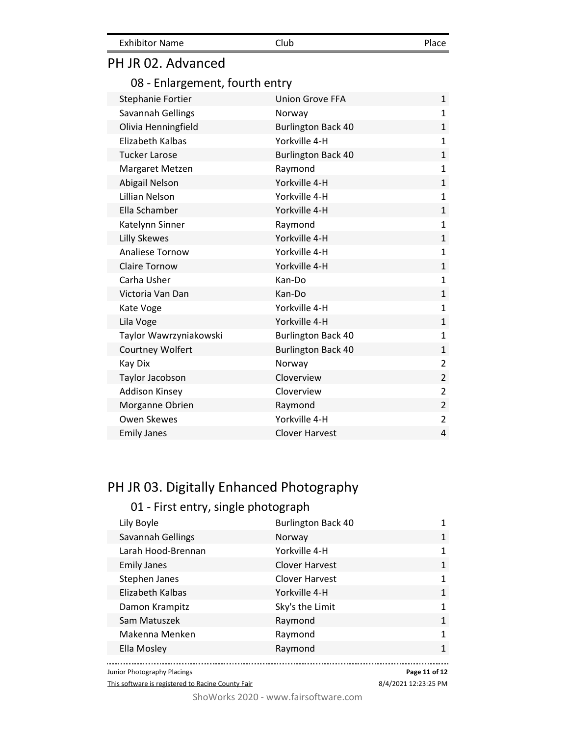| Exhibitor Name | Club | Place |
|---|---|---|

## PH JR 02. Advanced

### 08 - Enlargement, fourth entry

| Exhibitor Name | Club | Place |
|---|---|---|
| Stephanie Fortier | Union Grove FFA | 1 |
| Savannah Gellings | Norway | 1 |
| Olivia Henningfield | Burlington Back 40 | 1 |
| Elizabeth Kalbas | Yorkville 4-H | 1 |
| Tucker Larose | Burlington Back 40 | 1 |
| Margaret Metzen | Raymond | 1 |
| Abigail Nelson | Yorkville 4-H | 1 |
| Lillian Nelson | Yorkville 4-H | 1 |
| Ella Schamber | Yorkville 4-H | 1 |
| Katelynn Sinner | Raymond | 1 |
| Lilly Skewes | Yorkville 4-H | 1 |
| Analiese Tornow | Yorkville 4-H | 1 |
| Claire Tornow | Yorkville 4-H | 1 |
| Carha Usher | Kan-Do | 1 |
| Victoria Van Dan | Kan-Do | 1 |
| Kate Voge | Yorkville 4-H | 1 |
| Lila Voge | Yorkville 4-H | 1 |
| Taylor Wawrzyniakowski | Burlington Back 40 | 1 |
| Courtney Wolfert | Burlington Back 40 | 1 |
| Kay Dix | Norway | 2 |
| Taylor Jacobson | Cloverview | 2 |
| Addison Kinsey | Cloverview | 2 |
| Morganne Obrien | Raymond | 2 |
| Owen Skewes | Yorkville 4-H | 2 |
| Emily Janes | Clover Harvest | 4 |

## PH JR 03. Digitally Enhanced Photography

### 01 - First entry, single photograph

| Exhibitor Name | Club | Place |
|---|---|---|
| Lily Boyle | Burlington Back 40 | 1 |
| Savannah Gellings | Norway | 1 |
| Larah Hood-Brennan | Yorkville 4-H | 1 |
| Emily Janes | Clover Harvest | 1 |
| Stephen Janes | Clover Harvest | 1 |
| Elizabeth Kalbas | Yorkville 4-H | 1 |
| Damon Krampitz | Sky's the Limit | 1 |
| Sam Matuszek | Raymond | 1 |
| Makenna Menken | Raymond | 1 |
| Ella Mosley | Raymond | 1 |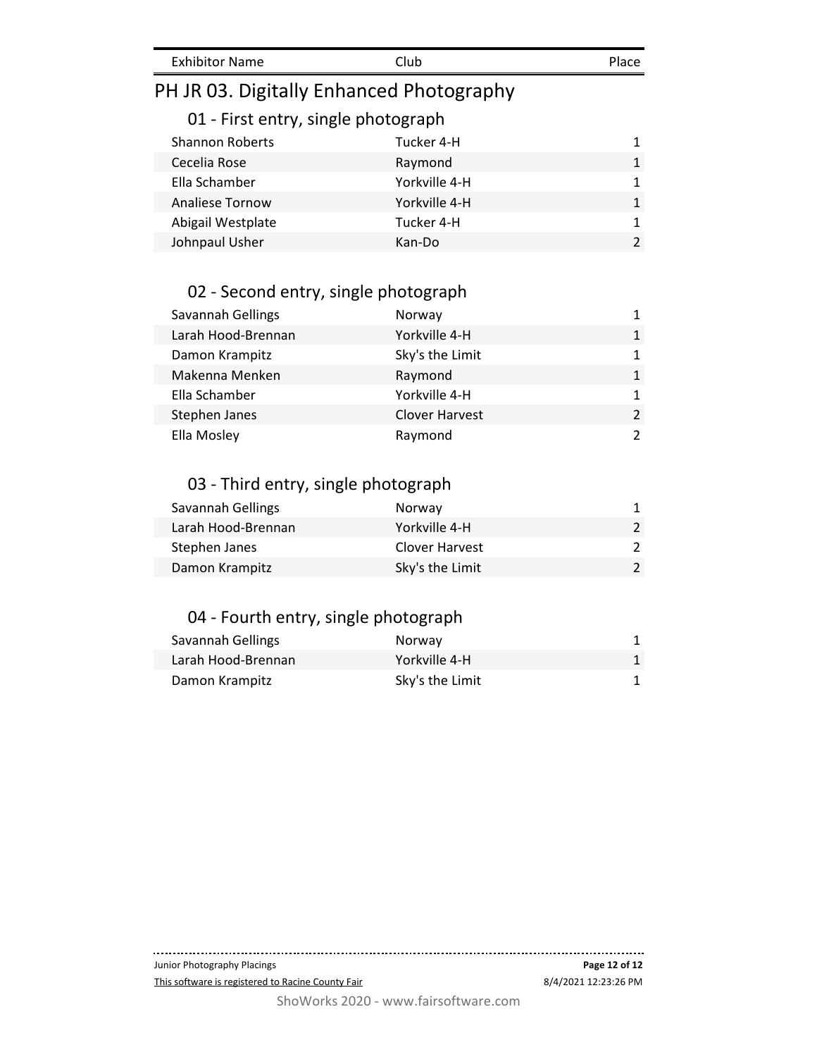| Exhibitor Name | Club | Place |
| --- | --- | --- |

# PH JR 03. Digitally Enhanced Photography

## 01 - First entry, single photograph

| Exhibitor Name | Club | Place |
| --- | --- | --- |
| Shannon Roberts | Tucker 4-H | 1 |
| Cecelia Rose | Raymond | 1 |
| Ella Schamber | Yorkville 4-H | 1 |
| Analiese Tornow | Yorkville 4-H | 1 |
| Abigail Westplate | Tucker 4-H | 1 |
| Johnpaul Usher | Kan-Do | 2 |

## 02 - Second entry, single photograph

| Exhibitor Name | Club | Place |
| --- | --- | --- |
| Savannah Gellings | Norway | 1 |
| Larah Hood-Brennan | Yorkville 4-H | 1 |
| Damon Krampitz | Sky's the Limit | 1 |
| Makenna Menken | Raymond | 1 |
| Ella Schamber | Yorkville 4-H | 1 |
| Stephen Janes | Clover Harvest | 2 |
| Ella Mosley | Raymond | 2 |

## 03 - Third entry, single photograph

| Exhibitor Name | Club | Place |
| --- | --- | --- |
| Savannah Gellings | Norway | 1 |
| Larah Hood-Brennan | Yorkville 4-H | 2 |
| Stephen Janes | Clover Harvest | 2 |
| Damon Krampitz | Sky's the Limit | 2 |

## 04 - Fourth entry, single photograph

| Exhibitor Name | Club | Place |
| --- | --- | --- |
| Savannah Gellings | Norway | 1 |
| Larah Hood-Brennan | Yorkville 4-H | 1 |
| Damon Krampitz | Sky's the Limit | 1 |